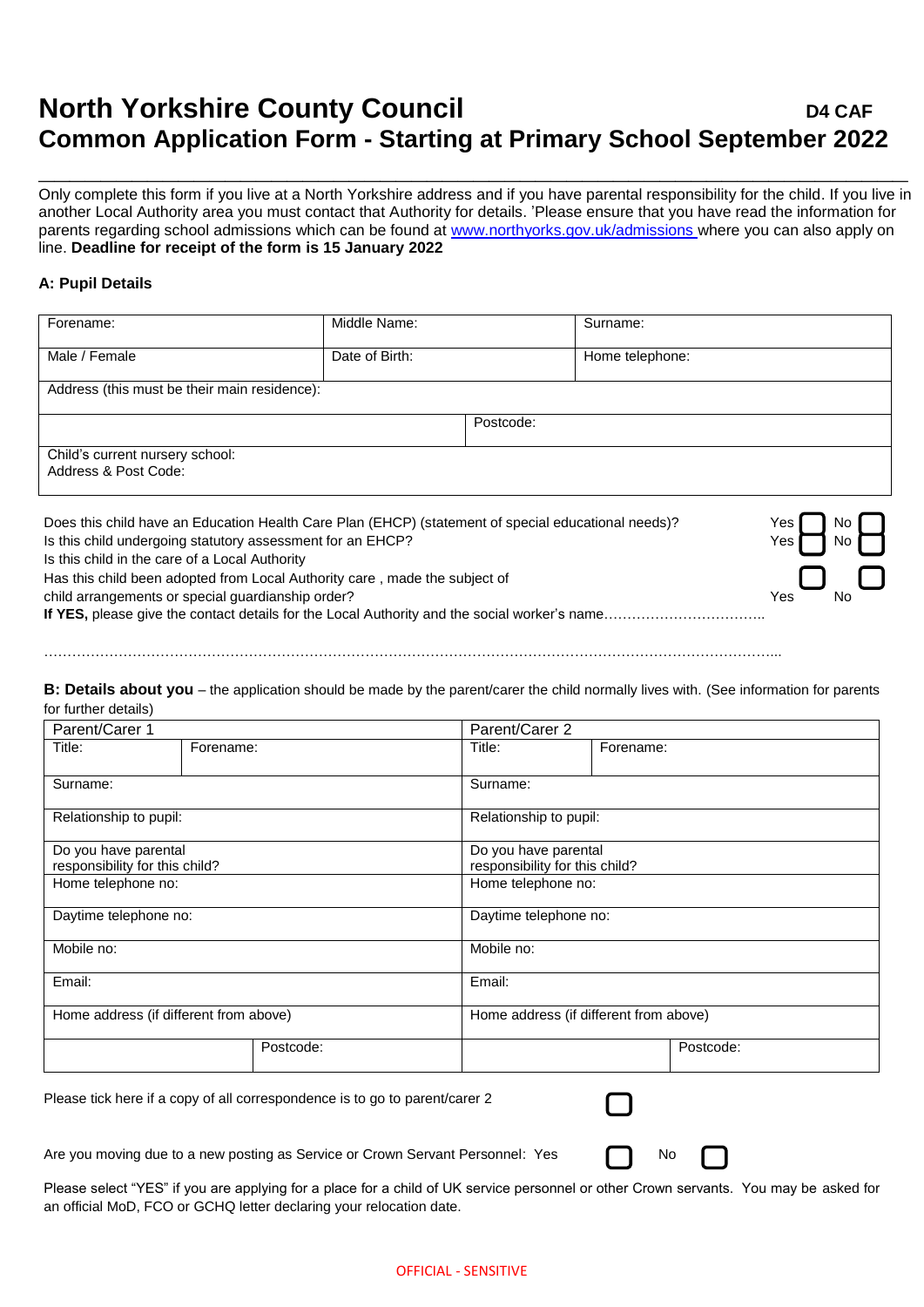# North Yorkshire County Council

**D4 CAF**

# Common Application Form - Starting at Primary School September 2022

Only complete this form if you live at a North Yorkshire address and if you have parental responsibility for the child. If you live in another Local Authority area you must contact that Authority for details. 'Please ensure that you have read the information for parents regarding school admissions which can be found at [www.northyorks.gov.uk/admissions](http://www.northyorks.gov.uk/admissions) where you can also apply on line. **Deadline for receipt of the form is 15 January 2022**

**A: Pupil Details**

| Forename: | Middle Name: | Surname: |
|---|---|---|
| Male / Female | Date of Birth: | Home telephone: |
| Address (this must be their main residence): | | |
| | Postcode: | |
| Child's current nursery school:<br>Address & Post Code: | | |

Does this child have an Education Health Care Plan (EHCP) (statement of special educational needs)? Yes ☐ No ☐

Is this child undergoing statutory assessment for an EHCP? Yes ☐ No ☐

Is this child in the care of a Local Authority

Has this child been adopted from Local Authority care , made the subject of child arrangements or special guardianship order? Yes ☐ No ☐

**If YES,** please give the contact details for the Local Authority and the social worker's name……………………………..

…………………………………………………………………………………………………………………………………………...

**B: Details about you** – the application should be made by the parent/carer the child normally lives with. (See information for parents for further details)

| Parent/Carer 1 | | Parent/Carer 2 | |
|---|---|---|---|
| Title: | Forename: | Title: | Forename: |
| Surname: | | Surname: | |
| Relationship to pupil: | | Relationship to pupil: | |
| Do you have parental responsibility for this child? | | Do you have parental responsibility for this child? | |
| Home telephone no: | | Home telephone no: | |
| Daytime telephone no: | | Daytime telephone no: | |
| Mobile no: | | Mobile no: | |
| Email: | | Email: | |
| Home address (if different from above) | | Home address (if different from above) | |
| | Postcode: | | Postcode: |

Please tick here if a copy of all correspondence is to go to parent/carer 2 ☐

Are you moving due to a new posting as Service or Crown Servant Personnel: Yes ☐ No ☐

Please select "YES" if you are applying for a place for a child of UK service personnel or other Crown servants. You may be asked for an official MoD, FCO or GCHQ letter declaring your relocation date.

OFFICIAL - SENSITIVE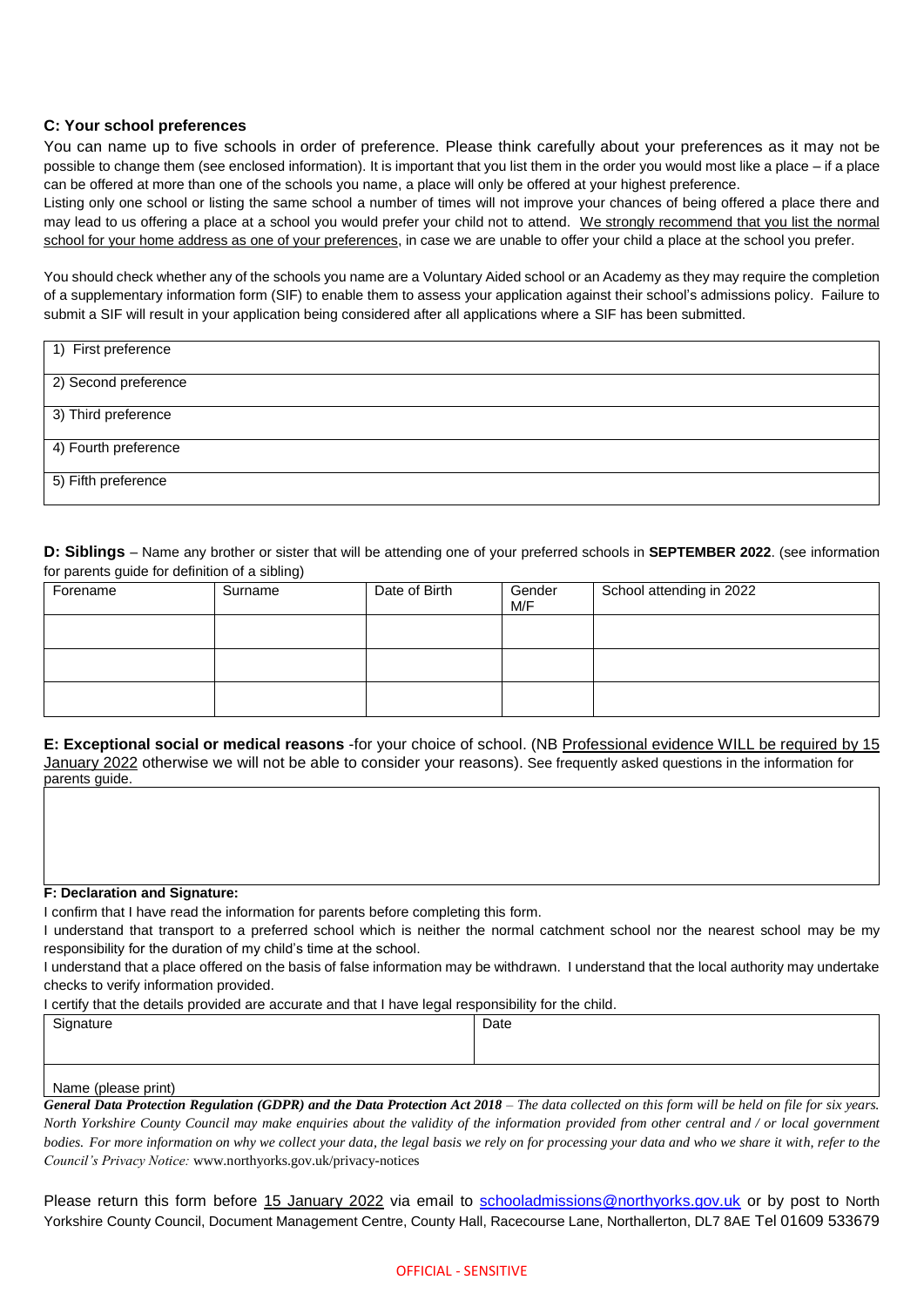### C: Your school preferences

You can name up to five schools in order of preference. Please think carefully about your preferences as it may not be possible to change them (see enclosed information). It is important that you list them in the order you would most like a place – if a place can be offered at more than one of the schools you name, a place will only be offered at your highest preference.

Listing only one school or listing the same school a number of times will not improve your chances of being offered a place there and may lead to us offering a place at a school you would prefer your child not to attend. <u>We strongly recommend that you list the normal school for your home address as one of your preferences</u>, in case we are unable to offer your child a place at the school you prefer.

You should check whether any of the schools you name are a Voluntary Aided school or an Academy as they may require the completion of a supplementary information form (SIF) to enable them to assess your application against their school's admissions policy. Failure to submit a SIF will result in your application being considered after all applications where a SIF has been submitted.

| |
|---|
| 1) First preference |
| 2) Second preference |
| 3) Third preference |
| 4) Fourth preference |
| 5) Fifth preference |

**D: Siblings** – Name any brother or sister that will be attending one of your preferred schools in **SEPTEMBER 2022**. (see information for parents guide for definition of a sibling)

| Forename | Surname | Date of Birth | Gender M/F | School attending in 2022 |
|---|---|---|---|---|
| | | | | |
| | | | | |
| | | | | |

**E: Exceptional social or medical reasons** -for your choice of school. (NB <u>Professional evidence WILL be required by 15 January 2022</u> otherwise we will not be able to consider your reasons). See frequently asked questions in the information for parents guide.

| |
|---|
| |

**F: Declaration and Signature:**

I confirm that I have read the information for parents before completing this form.

I understand that transport to a preferred school which is neither the normal catchment school nor the nearest school may be my responsibility for the duration of my child's time at the school.

I understand that a place offered on the basis of false information may be withdrawn. I understand that the local authority may undertake checks to verify information provided.

I certify that the details provided are accurate and that I have legal responsibility for the child.

| Signature | Date |
|---|---|
| Name (please print) | |

***General Data Protection Regulation (GDPR) and the Data Protection Act 2018** – The data collected on this form will be held on file for six years. North Yorkshire County Council may make enquiries about the validity of the information provided from other central and / or local government bodies. For more information on why we collect your data, the legal basis we rely on for processing your data and who we share it with, refer to the Council's Privacy Notice:* www.northyorks.gov.uk/privacy-notices

Please return this form before <u>15 January 2022</u> via email to schooladmissions@northyorks.gov.uk or by post to North Yorkshire County Council, Document Management Centre, County Hall, Racecourse Lane, Northallerton, DL7 8AE Tel 01609 533679

OFFICIAL - SENSITIVE